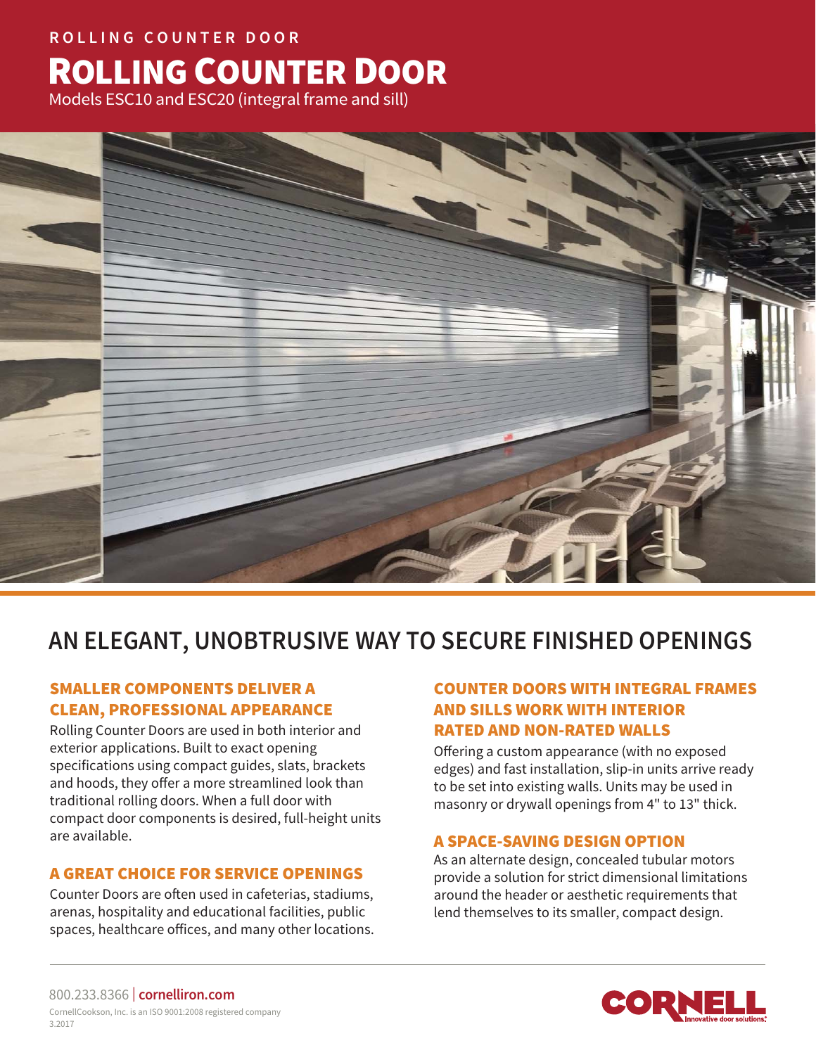ROLLING COUNTER DOOR

# ROLLING COUNTER DOOR

Models ESC10 and ESC20 (integral frame and sill)

## AN ELEGANT, UNOBTRUSIVE WAY TO SECURE FINISHED OPENINGS

### SMALLER COMPONENTS DELIVER A CLEAN, PROFESSIONAL APPEARANCE

Rolling Counter Doors are used in both interior and exterior applications. Built to exact opening specifications using compact guides, slats, brackets and hoods, they offer a more streamlined look than traditional rolling doors. When a full door with compact door components is desired, full-height units are available.

### A GREAT CHOICE FOR SERVICE OPENINGS

Counter Doors are often used in cafeterias, stadiums, arenas, hospitality and educational facilities, public spaces, healthcare offices, and many other locations.

### COUNTER DOORS WITH INTEGRAL FRAMES AND SILLS WORK WITH INTERIOR RATED AND NON-RATED WALLS

Offering a custom appearance (with no exposed edges) and fast installation, slip-in units arrive ready to be set into existing walls. Units may be used in masonry or drywall openings from 4" to 13" thick.

### A SPACE-SAVING DESIGN OPTION

As an alternate design, concealed tubular motors provide a solution for strict dimensional limitations around the header or aesthetic requirements that lend themselves to its smaller, compact design.

800.233.8366 | **cornelliron.com**

CornellCookson, Inc. is an ISO 9001:2008 registered company
3.2017

CORNELL Innovative door solutions.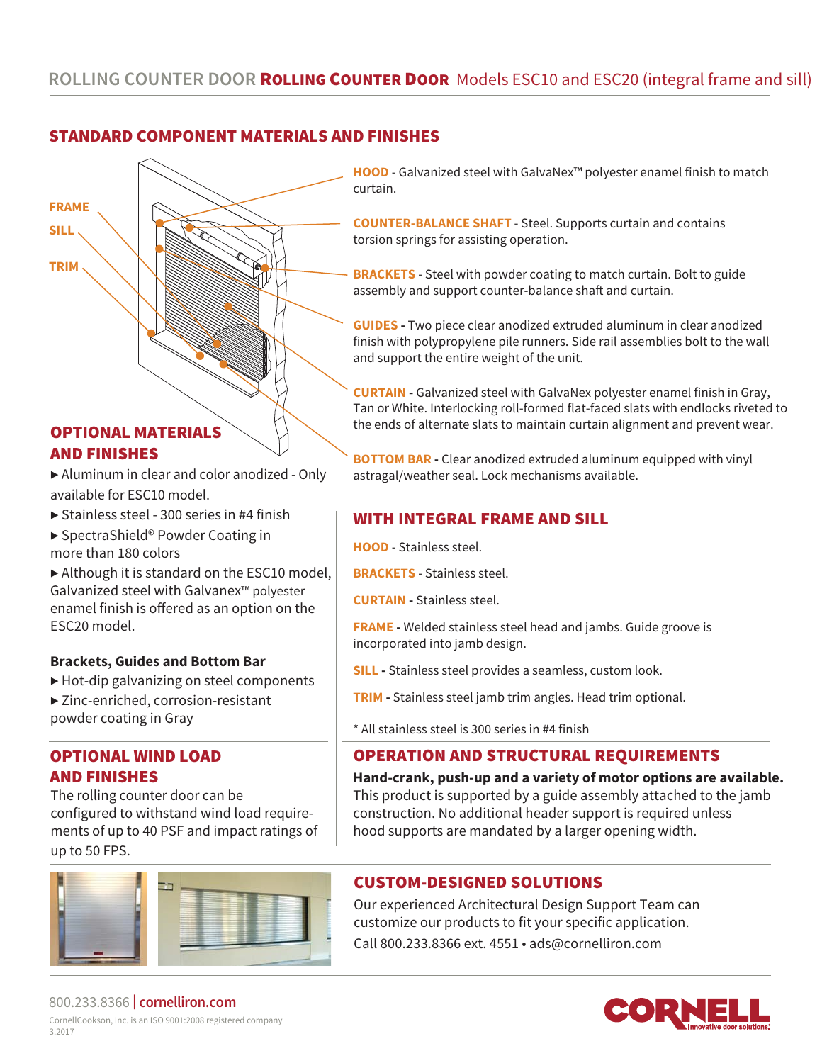ROLLING COUNTER DOOR **ROLLING COUNTER DOOR** Models ESC10 and ESC20 (integral frame and sill)

## STANDARD COMPONENT MATERIALS AND FINISHES

FRAME

SILL

TRIM

**HOOD** - Galvanized steel with GalvaNex™ polyester enamel finish to match curtain.

**COUNTER-BALANCE SHAFT** - Steel. Supports curtain and contains torsion springs for assisting operation.

**BRACKETS** - Steel with powder coating to match curtain. Bolt to guide assembly and support counter-balance shaft and curtain.

**GUIDES** - Two piece clear anodized extruded aluminum in clear anodized finish with polypropylene pile runners. Side rail assemblies bolt to the wall and support the entire weight of the unit.

**CURTAIN** - Galvanized steel with GalvaNex polyester enamel finish in Gray, Tan or White. Interlocking roll-formed flat-faced slats with endlocks riveted to the ends of alternate slats to maintain curtain alignment and prevent wear.

**BOTTOM BAR** - Clear anodized extruded aluminum equipped with vinyl astragal/weather seal. Lock mechanisms available.

## OPTIONAL MATERIALS AND FINISHES

- Aluminum in clear and color anodized - Only available for ESC10 model.
- Stainless steel - 300 series in #4 finish
- SpectraShield® Powder Coating in more than 180 colors
- Although it is standard on the ESC10 model, Galvanized steel with Galvanex™ polyester enamel finish is offered as an option on the ESC20 model.

**Brackets, Guides and Bottom Bar**

- Hot-dip galvanizing on steel components
- Zinc-enriched, corrosion-resistant powder coating in Gray

## WITH INTEGRAL FRAME AND SILL

**HOOD** - Stainless steel.

**BRACKETS** - Stainless steel.

**CURTAIN** - Stainless steel.

**FRAME** - Welded stainless steel head and jambs. Guide groove is incorporated into jamb design.

**SILL** - Stainless steel provides a seamless, custom look.

**TRIM** - Stainless steel jamb trim angles. Head trim optional.

* All stainless steel is 300 series in #4 finish

## OPTIONAL WIND LOAD AND FINISHES

The rolling counter door can be configured to withstand wind load requirements of up to 40 PSF and impact ratings of up to 50 FPS.

## OPERATION AND STRUCTURAL REQUIREMENTS

**Hand-crank, push-up and a variety of motor options are available.** This product is supported by a guide assembly attached to the jamb construction. No additional header support is required unless hood supports are mandated by a larger opening width.

## CUSTOM-DESIGNED SOLUTIONS

Our experienced Architectural Design Support Team can customize our products to fit your specific application.
Call 800.233.8366 ext. 4551 • ads@cornelliron.com

800.233.8366 | **cornelliron.com**

CornellCookson, Inc. is an ISO 9001:2008 registered company
3.2017

CORNELL Innovative door solutions.